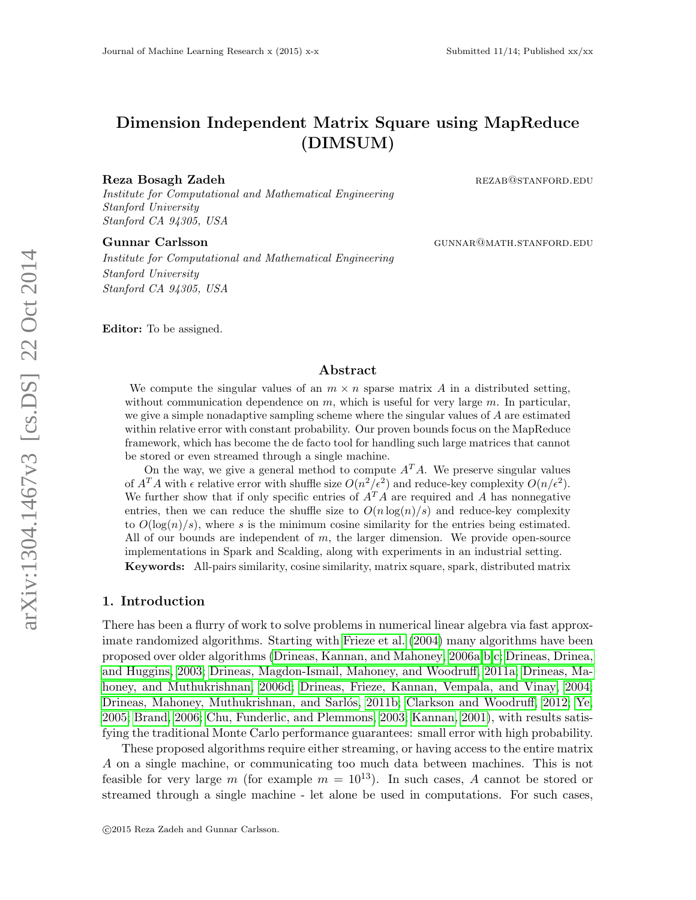# Dimension Independent Matrix Square using MapReduce (DIMSUM)

**Reza Bosagh Zadeh** REZAB@STANFORD.EDU

*Institute for Computational and Mathematical Engineering*
*Stanford University*
*Stanford CA 94305, USA*

**Gunnar Carlsson** GUNNAR@MATH.STANFORD.EDU

*Institute for Computational and Mathematical Engineering*
*Stanford University*
*Stanford CA 94305, USA*

**Editor:** To be assigned.

## Abstract

We compute the singular values of an $m \times n$ sparse matrix $A$ in a distributed setting, without communication dependence on $m$, which is useful for very large $m$. In particular, we give a simple nonadaptive sampling scheme where the singular values of $A$ are estimated within relative error with constant probability. Our proven bounds focus on the MapReduce framework, which has become the de facto tool for handling such large matrices that cannot be stored or even streamed through a single machine.

On the way, we give a general method to compute $A^T A$. We preserve singular values of $A^T A$ with $\epsilon$ relative error with shuffle size $O(n^2/\epsilon^2)$ and reduce-key complexity $O(n/\epsilon^2)$. We further show that if only specific entries of $A^T A$ are required and $A$ has nonnegative entries, then we can reduce the shuffle size to $O(n \log(n)/s)$ and reduce-key complexity to $O(\log(n)/s)$, where $s$ is the minimum cosine similarity for the entries being estimated. All of our bounds are independent of $m$, the larger dimension. We provide open-source implementations in Spark and Scalding, along with experiments in an industrial setting.

**Keywords:** All-pairs similarity, cosine similarity, matrix square, spark, distributed matrix

## 1. Introduction

There has been a flurry of work to solve problems in numerical linear algebra via fast approximate randomized algorithms. Starting with Frieze et al. (2004) many algorithms have been proposed over older algorithms (Drineas, Kannan, and Mahoney, 2006a,b,c; Drineas, Drinea, and Huggins, 2003; Drineas, Magdon-Ismail, Mahoney, and Woodruff, 2011a; Drineas, Mahoney, and Muthukrishnan, 2006d; Drineas, Frieze, Kannan, Vempala, and Vinay, 2004; Drineas, Mahoney, Muthukrishnan, and Sarlós, 2011b; Clarkson and Woodruff, 2012; Ye, 2005; Brand, 2006; Chu, Funderlic, and Plemmons, 2003; Kannan, 2001), with results satisfying the traditional Monte Carlo performance guarantees: small error with high probability.

These proposed algorithms require either streaming, or having access to the entire matrix $A$ on a single machine, or communicating too much data between machines. This is not feasible for very large $m$ (for example $m = 10^{13}$). In such cases, $A$ cannot be stored or streamed through a single machine - let alone be used in computations. For such cases,

©2015 Reza Zadeh and Gunnar Carlsson.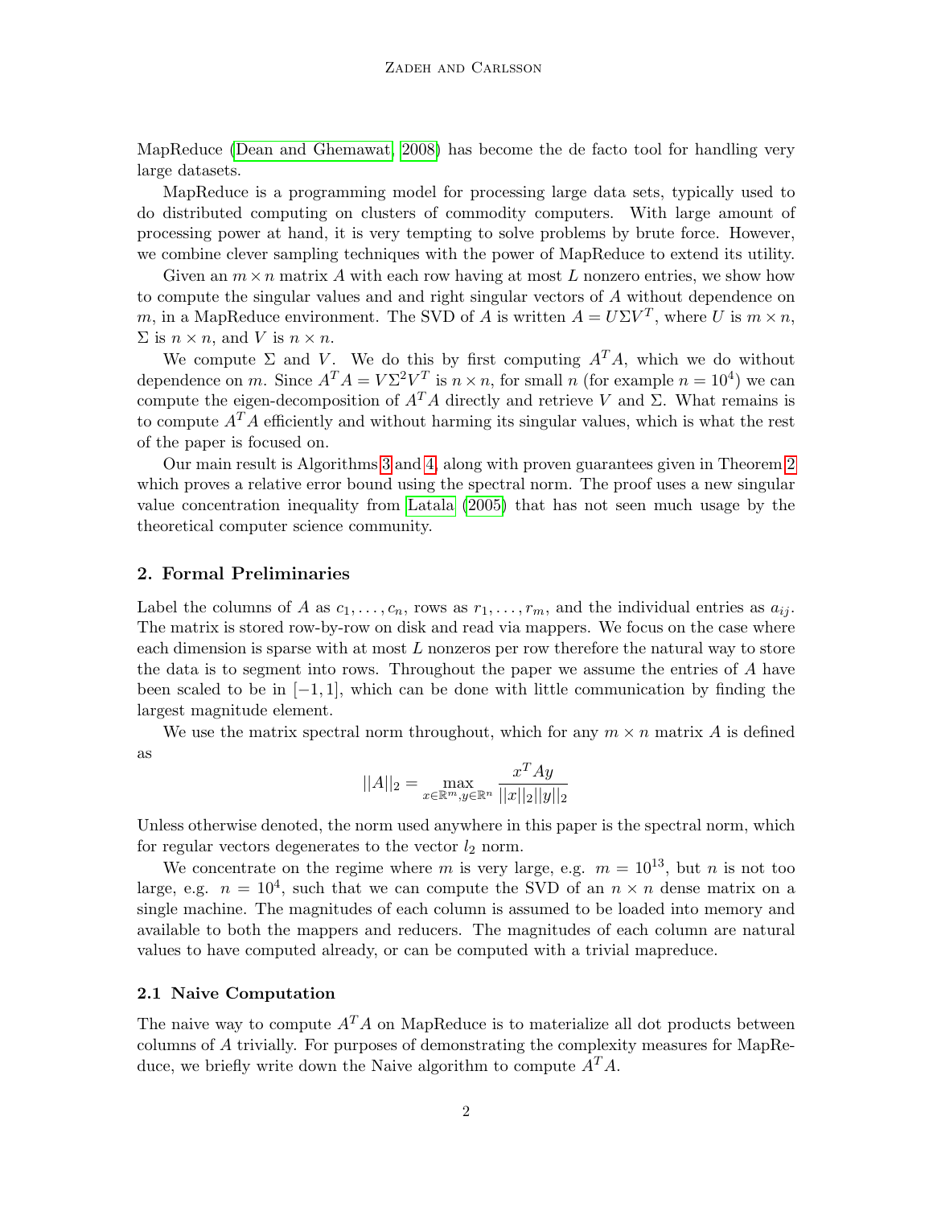MapReduce (Dean and Ghemawat, 2008) has become the de facto tool for handling very large datasets.

MapReduce is a programming model for processing large data sets, typically used to do distributed computing on clusters of commodity computers. With large amount of processing power at hand, it is very tempting to solve problems by brute force. However, we combine clever sampling techniques with the power of MapReduce to extend its utility.

Given an $m \times n$ matrix $A$ with each row having at most $L$ nonzero entries, we show how to compute the singular values and and right singular vectors of $A$ without dependence on $m$, in a MapReduce environment. The SVD of $A$ is written $A = U\Sigma V^T$, where $U$ is $m \times n$, $\Sigma$ is $n \times n$, and $V$ is $n \times n$.

We compute $\Sigma$ and $V$. We do this by first computing $A^T A$, which we do without dependence on $m$. Since $A^T A = V\Sigma^2 V^T$ is $n \times n$, for small $n$ (for example $n = 10^4$) we can compute the eigen-decomposition of $A^T A$ directly and retrieve $V$ and $\Sigma$. What remains is to compute $A^T A$ efficiently and without harming its singular values, which is what the rest of the paper is focused on.

Our main result is Algorithms 3 and 4, along with proven guarantees given in Theorem 2 which proves a relative error bound using the spectral norm. The proof uses a new singular value concentration inequality from Latala (2005) that has not seen much usage by the theoretical computer science community.

## 2. Formal Preliminaries

Label the columns of $A$ as $c_1, \ldots, c_n$, rows as $r_1, \ldots, r_m$, and the individual entries as $a_{ij}$. The matrix is stored row-by-row on disk and read via mappers. We focus on the case where each dimension is sparse with at most $L$ nonzeros per row therefore the natural way to store the data is to segment into rows. Throughout the paper we assume the entries of $A$ have been scaled to be in $[-1, 1]$, which can be done with little communication by finding the largest magnitude element.

We use the matrix spectral norm throughout, which for any $m \times n$ matrix $A$ is defined as

$$||A||_2 = \max_{x \in \mathbb{R}^m, y \in \mathbb{R}^n} \frac{x^T A y}{||x||_2 ||y||_2}$$

Unless otherwise denoted, the norm used anywhere in this paper is the spectral norm, which for regular vectors degenerates to the vector $l_2$ norm.

We concentrate on the regime where $m$ is very large, e.g. $m = 10^{13}$, but $n$ is not too large, e.g. $n = 10^4$, such that we can compute the SVD of an $n \times n$ dense matrix on a single machine. The magnitudes of each column is assumed to be loaded into memory and available to both the mappers and reducers. The magnitudes of each column are natural values to have computed already, or can be computed with a trivial mapreduce.

### 2.1 Naive Computation

The naive way to compute $A^T A$ on MapReduce is to materialize all dot products between columns of $A$ trivially. For purposes of demonstrating the complexity measures for MapReduce, we briefly write down the Naive algorithm to compute $A^T A$.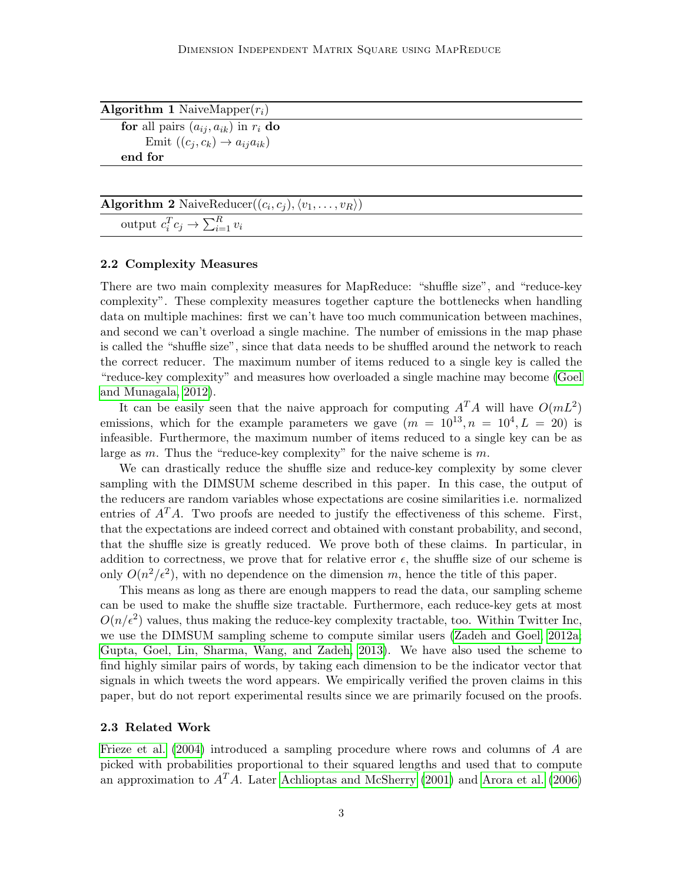**Algorithm 1** NaiveMapper($r_i$)

```
for all pairs (a_ij, a_ik) in r_i do
    Emit ((c_j, c_k) → a_ij a_ik)
end for
```

**Algorithm 2** NaiveReducer($(c_i, c_j), \langle v_1, \ldots, v_R \rangle$)

```
output c_i^T c_j → Σ_{i=1}^R v_i
```

### 2.2 Complexity Measures

There are two main complexity measures for MapReduce: "shuffle size", and "reduce-key complexity". These complexity measures together capture the bottlenecks when handling data on multiple machines: first we can't have too much communication between machines, and second we can't overload a single machine. The number of emissions in the map phase is called the "shuffle size", since that data needs to be shuffled around the network to reach the correct reducer. The maximum number of items reduced to a single key is called the "reduce-key complexity" and measures how overloaded a single machine may become (Goel and Munagala, 2012).

It can be easily seen that the naive approach for computing $A^T A$ will have $O(mL^2)$ emissions, which for the example parameters we gave ($m = 10^{13}, n = 10^4, L = 20$) is infeasible. Furthermore, the maximum number of items reduced to a single key can be as large as $m$. Thus the "reduce-key complexity" for the naive scheme is $m$.

We can drastically reduce the shuffle size and reduce-key complexity by some clever sampling with the DIMSUM scheme described in this paper. In this case, the output of the reducers are random variables whose expectations are cosine similarities i.e. normalized entries of $A^T A$. Two proofs are needed to justify the effectiveness of this scheme. First, that the expectations are indeed correct and obtained with constant probability, and second, that the shuffle size is greatly reduced. We prove both of these claims. In particular, in addition to correctness, we prove that for relative error $\epsilon$, the shuffle size of our scheme is only $O(n^2/\epsilon^2)$, with no dependence on the dimension $m$, hence the title of this paper.

This means as long as there are enough mappers to read the data, our sampling scheme can be used to make the shuffle size tractable. Furthermore, each reduce-key gets at most $O(n/\epsilon^2)$ values, thus making the reduce-key complexity tractable, too. Within Twitter Inc, we use the DIMSUM sampling scheme to compute similar users (Zadeh and Goel, 2012a; Gupta, Goel, Lin, Sharma, Wang, and Zadeh, 2013). We have also used the scheme to find highly similar pairs of words, by taking each dimension to be the indicator vector that signals in which tweets the word appears. We empirically verified the proven claims in this paper, but do not report experimental results since we are primarily focused on the proofs.

### 2.3 Related Work

Frieze et al. (2004) introduced a sampling procedure where rows and columns of $A$ are picked with probabilities proportional to their squared lengths and used that to compute an approximation to $A^T A$. Later Achlioptas and McSherry (2001) and Arora et al. (2006)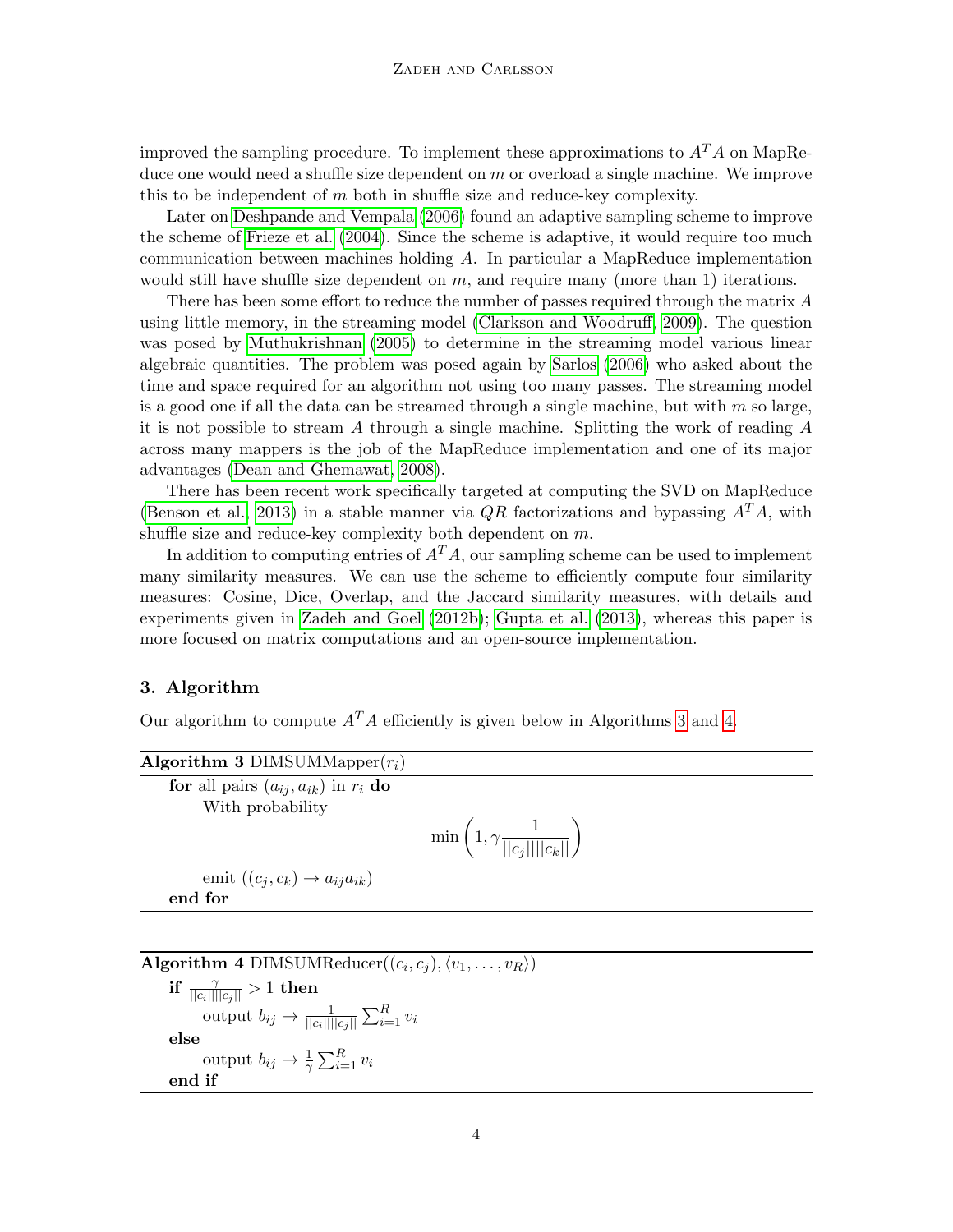improved the sampling procedure. To implement these approximations to $A^TA$ on MapReduce one would need a shuffle size dependent on $m$ or overload a single machine. We improve this to be independent of $m$ both in shuffle size and reduce-key complexity.

Later on Deshpande and Vempala (2006) found an adaptive sampling scheme to improve the scheme of Frieze et al. (2004). Since the scheme is adaptive, it would require too much communication between machines holding $A$. In particular a MapReduce implementation would still have shuffle size dependent on $m$, and require many (more than 1) iterations.

There has been some effort to reduce the number of passes required through the matrix $A$ using little memory, in the streaming model (Clarkson and Woodruff, 2009). The question was posed by Muthukrishnan (2005) to determine in the streaming model various linear algebraic quantities. The problem was posed again by Sarlos (2006) who asked about the time and space required for an algorithm not using too many passes. The streaming model is a good one if all the data can be streamed through a single machine, but with $m$ so large, it is not possible to stream $A$ through a single machine. Splitting the work of reading $A$ across many mappers is the job of the MapReduce implementation and one of its major advantages (Dean and Ghemawat, 2008).

There has been recent work specifically targeted at computing the SVD on MapReduce (Benson et al., 2013) in a stable manner via $QR$ factorizations and bypassing $A^TA$, with shuffle size and reduce-key complexity both dependent on $m$.

In addition to computing entries of $A^TA$, our sampling scheme can be used to implement many similarity measures. We can use the scheme to efficiently compute four similarity measures: Cosine, Dice, Overlap, and the Jaccard similarity measures, with details and experiments given in Zadeh and Goel (2012b); Gupta et al. (2013), whereas this paper is more focused on matrix computations and an open-source implementation.

## 3. Algorithm

Our algorithm to compute $A^TA$ efficiently is given below in Algorithms 3 and 4.

**Algorithm 3** DIMSUMMapper($r_i$)

> **for** all pairs $(a_{ij}, a_{ik})$ in $r_i$ **do**
>
> With probability
> $$\min\left(1, \gamma \frac{1}{||c_j|| ||c_k||}\right)$$
> emit $((c_j, c_k) \to a_{ij}a_{ik})$
>
> **end for**

**Algorithm 4** DIMSUMReducer($(c_i, c_j), \langle v_1, \ldots, v_R \rangle$)

> **if** $\frac{\gamma}{||c_i|| ||c_j||} > 1$ **then**
>
> output $b_{ij} \to \frac{1}{||c_i|| ||c_j||} \sum_{i=1}^{R} v_i$
>
> **else**
>
> output $b_{ij} \to \frac{1}{\gamma} \sum_{i=1}^{R} v_i$
>
> **end if**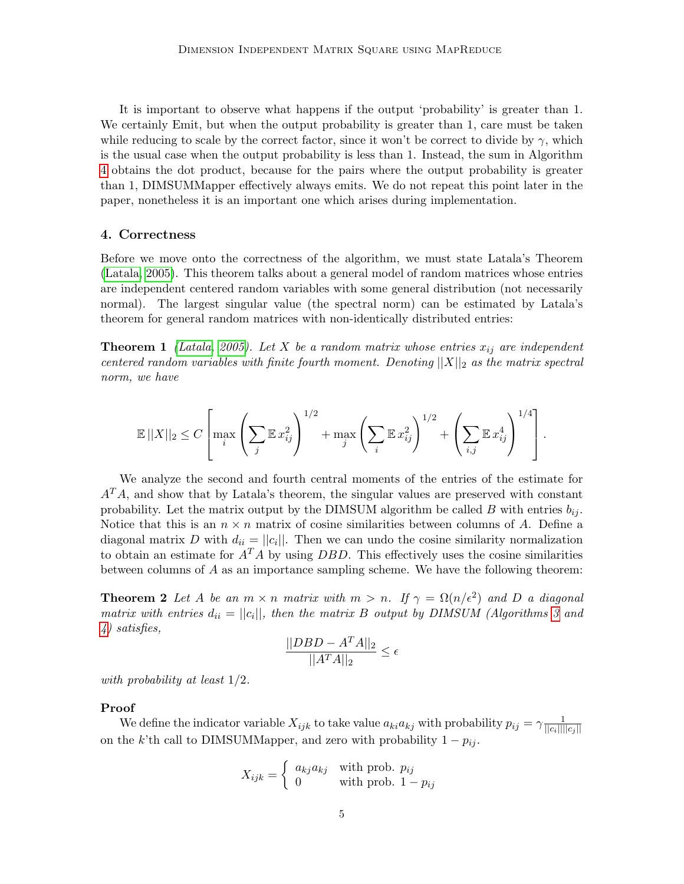It is important to observe what happens if the output 'probability' is greater than 1. We certainly Emit, but when the output probability is greater than 1, care must be taken while reducing to scale by the correct factor, since it won't be correct to divide by $\gamma$, which is the usual case when the output probability is less than 1. Instead, the sum in Algorithm 4 obtains the dot product, because for the pairs where the output probability is greater than 1, DIMSUMMapper effectively always emits. We do not repeat this point later in the paper, nonetheless it is an important one which arises during implementation.

## 4. Correctness

Before we move onto the correctness of the algorithm, we must state Latala's Theorem (Latala, 2005). This theorem talks about a general model of random matrices whose entries are independent centered random variables with some general distribution (not necessarily normal). The largest singular value (the spectral norm) can be estimated by Latala's theorem for general random matrices with non-identically distributed entries:

**Theorem 1** *(Latala, 2005). Let $X$ be a random matrix whose entries $x_{ij}$ are independent centered random variables with finite fourth moment. Denoting $||X||_2$ as the matrix spectral norm, we have*

$$\mathbb{E}\,||X||_2 \leq C\left[\max_i\left(\sum_j \mathbb{E}\,x_{ij}^2\right)^{1/2} + \max_j\left(\sum_i \mathbb{E}\,x_{ij}^2\right)^{1/2} + \left(\sum_{i,j}\mathbb{E}\,x_{ij}^4\right)^{1/4}\right].$$

We analyze the second and fourth central moments of the entries of the estimate for $A^TA$, and show that by Latala's theorem, the singular values are preserved with constant probability. Let the matrix output by the DIMSUM algorithm be called $B$ with entries $b_{ij}$. Notice that this is an $n \times n$ matrix of cosine similarities between columns of $A$. Define a diagonal matrix $D$ with $d_{ii} = ||c_i||$. Then we can undo the cosine similarity normalization to obtain an estimate for $A^TA$ by using $DBD$. This effectively uses the cosine similarities between columns of $A$ as an importance sampling scheme. We have the following theorem:

**Theorem 2** *Let $A$ be an $m \times n$ matrix with $m > n$. If $\gamma = \Omega(n/\epsilon^2)$ and $D$ a diagonal matrix with entries $d_{ii} = ||c_i||$, then the matrix $B$ output by DIMSUM (Algorithms 3 and 4) satisfies,*

$$\frac{||DBD - A^TA||_2}{||A^TA||_2} \leq \epsilon$$

*with probability at least 1/2.*

**Proof**

We define the indicator variable $X_{ijk}$ to take value $a_{ki}a_{kj}$ with probability $p_{ij} = \gamma\frac{1}{||c_i||||c_j||}$ on the $k$'th call to DIMSUMMapper, and zero with probability $1 - p_{ij}$.

$$X_{ijk} = \begin{cases} a_{kj}a_{kj} & \text{with prob. } p_{ij} \\ 0 & \text{with prob. } 1 - p_{ij} \end{cases}$$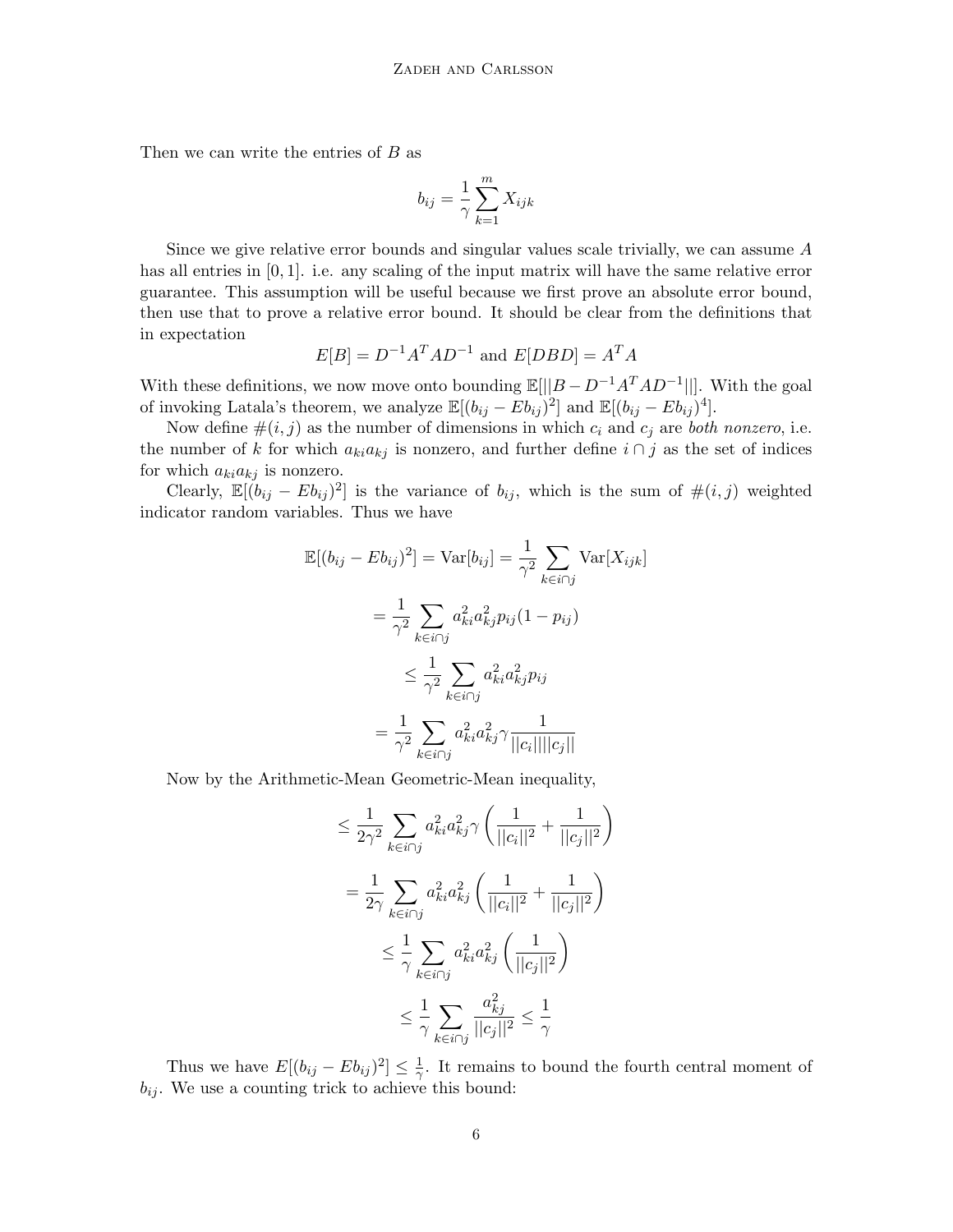Then we can write the entries of $B$ as

$$b_{ij} = \frac{1}{\gamma} \sum_{k=1}^{m} X_{ijk}$$

Since we give relative error bounds and singular values scale trivially, we can assume $A$ has all entries in $[0, 1]$. i.e. any scaling of the input matrix will have the same relative error guarantee. This assumption will be useful because we first prove an absolute error bound, then use that to prove a relative error bound. It should be clear from the definitions that in expectation

$$E[B] = D^{-1}A^TAD^{-1} \text{ and } E[DBD] = A^TA$$

With these definitions, we now move onto bounding $\mathbb{E}[||B - D^{-1}A^TAD^{-1}||]$. With the goal of invoking Latala's theorem, we analyze $\mathbb{E}[(b_{ij} - Eb_{ij})^2]$ and $\mathbb{E}[(b_{ij} - Eb_{ij})^4]$.

Now define $\#(i, j)$ as the number of dimensions in which $c_i$ and $c_j$ are *both nonzero*, i.e. the number of $k$ for which $a_{ki}a_{kj}$ is nonzero, and further define $i \cap j$ as the set of indices for which $a_{ki}a_{kj}$ is nonzero.

Clearly, $\mathbb{E}[(b_{ij} - Eb_{ij})^2]$ is the variance of $b_{ij}$, which is the sum of $\#(i, j)$ weighted indicator random variables. Thus we have

$$\mathbb{E}[(b_{ij} - Eb_{ij})^2] = \text{Var}[b_{ij}] = \frac{1}{\gamma^2} \sum_{k \in i \cap j} \text{Var}[X_{ijk}]$$

$$= \frac{1}{\gamma^2} \sum_{k \in i \cap j} a_{ki}^2 a_{kj}^2 p_{ij}(1 - p_{ij})$$

$$\leq \frac{1}{\gamma^2} \sum_{k \in i \cap j} a_{ki}^2 a_{kj}^2 p_{ij}$$

$$= \frac{1}{\gamma^2} \sum_{k \in i \cap j} a_{ki}^2 a_{kj}^2 \gamma \frac{1}{||c_i|| ||c_j||}$$

Now by the Arithmetic-Mean Geometric-Mean inequality,

$$\leq \frac{1}{2\gamma^2} \sum_{k \in i \cap j} a_{ki}^2 a_{kj}^2 \gamma \left( \frac{1}{||c_i||^2} + \frac{1}{||c_j||^2} \right)$$

$$= \frac{1}{2\gamma} \sum_{k \in i \cap j} a_{ki}^2 a_{kj}^2 \left( \frac{1}{||c_i||^2} + \frac{1}{||c_j||^2} \right)$$

$$\leq \frac{1}{\gamma} \sum_{k \in i \cap j} a_{ki}^2 a_{kj}^2 \left( \frac{1}{||c_j||^2} \right)$$

$$\leq \frac{1}{\gamma} \sum_{k \in i \cap j} \frac{a_{kj}^2}{||c_j||^2} \leq \frac{1}{\gamma}$$

Thus we have $E[(b_{ij} - Eb_{ij})^2] \leq \frac{1}{\gamma}$. It remains to bound the fourth central moment of $b_{ij}$. We use a counting trick to achieve this bound: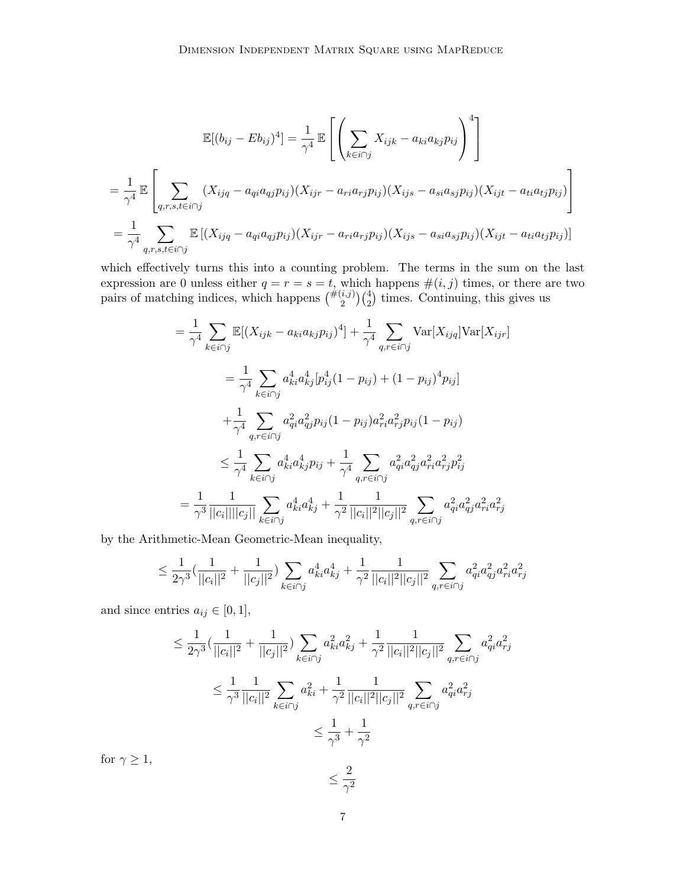$$\mathbb{E}[(b_{ij} - Eb_{ij})^4] = \frac{1}{\gamma^4}\,\mathbb{E}\left[\left(\sum_{k \in i \cap j} X_{ijk} - a_{ki}a_{kj}p_{ij}\right)^4\right]$$

$$= \frac{1}{\gamma^4}\,\mathbb{E}\left[\sum_{q,r,s,t \in i \cap j} (X_{ijq} - a_{qi}a_{qj}p_{ij})(X_{ijr} - a_{ri}a_{rj}p_{ij})(X_{ijs} - a_{si}a_{sj}p_{ij})(X_{ijt} - a_{ti}a_{tj}p_{ij})\right]$$

$$= \frac{1}{\gamma^4} \sum_{q,r,s,t \in i \cap j} \mathbb{E}\left[(X_{ijq} - a_{qi}a_{qj}p_{ij})(X_{ijr} - a_{ri}a_{rj}p_{ij})(X_{ijs} - a_{si}a_{sj}p_{ij})(X_{ijt} - a_{ti}a_{tj}p_{ij})\right]$$

which effectively turns this into a counting problem. The terms in the sum on the last expression are 0 unless either $q = r = s = t$, which happens $\#(i,j)$ times, or there are two pairs of matching indices, which happens $\binom{\#(i,j)}{2}\binom{4}{2}$ times. Continuing, this gives us

$$= \frac{1}{\gamma^4} \sum_{k \in i \cap j} \mathbb{E}[(X_{ijk} - a_{ki}a_{kj}p_{ij})^4] + \frac{1}{\gamma^4} \sum_{q,r \in i \cap j} \mathrm{Var}[X_{ijq}]\mathrm{Var}[X_{ijr}]$$

$$= \frac{1}{\gamma^4} \sum_{k \in i \cap j} a_{ki}^4 a_{kj}^4 [p_{ij}^4(1 - p_{ij}) + (1 - p_{ij})^4 p_{ij}]$$

$$+ \frac{1}{\gamma^4} \sum_{q,r \in i \cap j} a_{qi}^2 a_{qj}^2 p_{ij}(1 - p_{ij}) a_{ri}^2 a_{rj}^2 p_{ij}(1 - p_{ij})$$

$$\leq \frac{1}{\gamma^4} \sum_{k \in i \cap j} a_{ki}^4 a_{kj}^4 p_{ij} + \frac{1}{\gamma^4} \sum_{q,r \in i \cap j} a_{qi}^2 a_{qj}^2 a_{ri}^2 a_{rj}^2 p_{ij}^2$$

$$= \frac{1}{\gamma^3} \frac{1}{||c_i|| ||c_j||} \sum_{k \in i \cap j} a_{ki}^4 a_{kj}^4 + \frac{1}{\gamma^2} \frac{1}{||c_i||^2 ||c_j||^2} \sum_{q,r \in i \cap j} a_{qi}^2 a_{qj}^2 a_{ri}^2 a_{rj}^2$$

by the Arithmetic-Mean Geometric-Mean inequality,

$$\leq \frac{1}{2\gamma^3}\left(\frac{1}{||c_i||^2} + \frac{1}{||c_j||^2}\right) \sum_{k \in i \cap j} a_{ki}^4 a_{kj}^4 + \frac{1}{\gamma^2} \frac{1}{||c_i||^2 ||c_j||^2} \sum_{q,r \in i \cap j} a_{qi}^2 a_{qj}^2 a_{ri}^2 a_{rj}^2$$

and since entries $a_{ij} \in [0, 1]$,

$$\leq \frac{1}{2\gamma^3}\left(\frac{1}{||c_i||^2} + \frac{1}{||c_j||^2}\right) \sum_{k \in i \cap j} a_{ki}^2 a_{kj}^2 + \frac{1}{\gamma^2} \frac{1}{||c_i||^2 ||c_j||^2} \sum_{q,r \in i \cap j} a_{qi}^2 a_{rj}^2$$

$$\leq \frac{1}{\gamma^3} \frac{1}{||c_i||^2} \sum_{k \in i \cap j} a_{ki}^2 + \frac{1}{\gamma^2} \frac{1}{||c_i||^2 ||c_j||^2} \sum_{q,r \in i \cap j} a_{qi}^2 a_{rj}^2$$

$$\leq \frac{1}{\gamma^3} + \frac{1}{\gamma^2}$$

for $\gamma \geq 1$,

$$\leq \frac{2}{\gamma^2}$$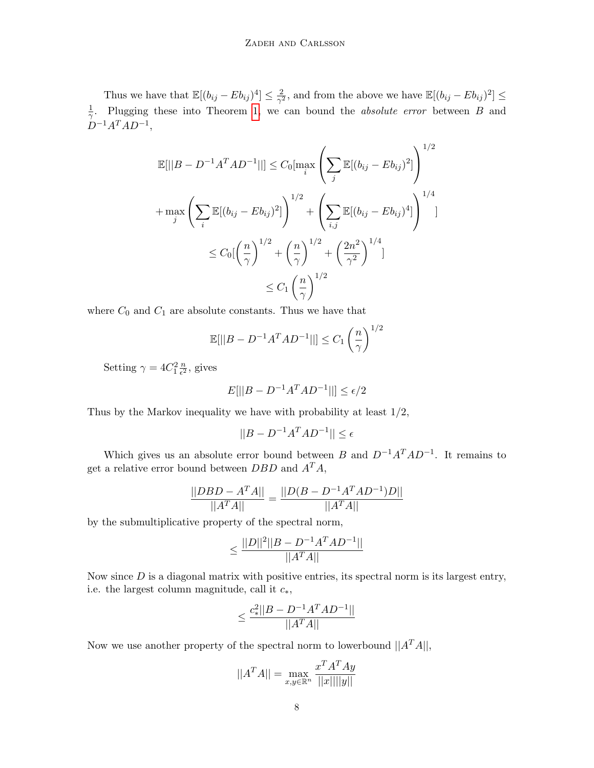Thus we have that $\mathbb{E}[(b_{ij} - Eb_{ij})^4] \leq \frac{2}{\gamma^2}$, and from the above we have $\mathbb{E}[(b_{ij} - Eb_{ij})^2] \leq \frac{1}{\gamma}$. Plugging these into Theorem 1, we can bound the *absolute error* between $B$ and $D^{-1}A^TAD^{-1}$,

$$\mathbb{E}[||B - D^{-1}A^TAD^{-1}||] \leq C_0[\max_i \left( \sum_j \mathbb{E}[(b_{ij} - Eb_{ij})^2] \right)^{1/2}$$

$$+ \max_j \left( \sum_i \mathbb{E}[(b_{ij} - Eb_{ij})^2] \right)^{1/2} + \left( \sum_{i,j} \mathbb{E}[(b_{ij} - Eb_{ij})^4] \right)^{1/4} ]$$

$$\leq C_0[\left(\frac{n}{\gamma}\right)^{1/2} + \left(\frac{n}{\gamma}\right)^{1/2} + \left(\frac{2n^2}{\gamma^2}\right)^{1/4}]$$

$$\leq C_1 \left(\frac{n}{\gamma}\right)^{1/2}$$

where $C_0$ and $C_1$ are absolute constants. Thus we have that

$$\mathbb{E}[||B - D^{-1}A^TAD^{-1}||] \leq C_1 \left(\frac{n}{\gamma}\right)^{1/2}$$

Setting $\gamma = 4C_1^2 \frac{n}{\epsilon^2}$, gives

$$E[||B - D^{-1}A^TAD^{-1}||] \leq \epsilon/2$$

Thus by the Markov inequality we have with probability at least 1/2,

$$||B - D^{-1}A^TAD^{-1}|| \leq \epsilon$$

Which gives us an absolute error bound between $B$ and $D^{-1}A^TAD^{-1}$. It remains to get a relative error bound between $DBD$ and $A^TA$,

$$\frac{||DBD - A^TA||}{||A^TA||} = \frac{||D(B - D^{-1}A^TAD^{-1})D||}{||A^TA||}$$

by the submultiplicative property of the spectral norm,

$$\leq \frac{||D||^2||B - D^{-1}A^TAD^{-1}||}{||A^TA||}$$

Now since $D$ is a diagonal matrix with positive entries, its spectral norm is its largest entry, i.e. the largest column magnitude, call it $c_*$,

$$\leq \frac{c_*^2||B - D^{-1}A^TAD^{-1}||}{||A^TA||}$$

Now we use another property of the spectral norm to lowerbound $||A^TA||$,

$$||A^TA|| = \max_{x,y \in \mathbb{R}^n} \frac{x^TA^TAy}{||x||||y||}$$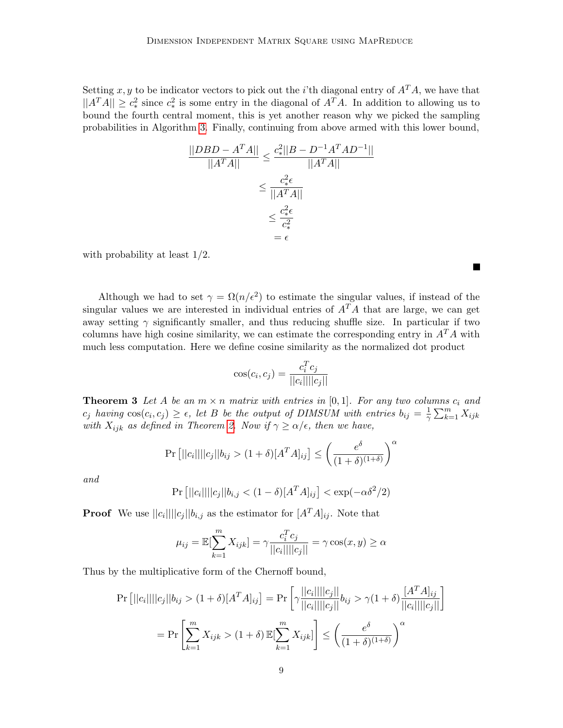Setting $x, y$ to be indicator vectors to pick out the $i$'th diagonal entry of $A^TA$, we have that $||A^TA|| \geq c_*^2$ since $c_*^2$ is some entry in the diagonal of $A^TA$. In addition to allowing us to bound the fourth central moment, this is yet another reason why we picked the sampling probabilities in Algorithm 3. Finally, continuing from above armed with this lower bound,

$$\begin{aligned}
\frac{||DBD - A^TA||}{||A^TA||} &\leq \frac{c_*^2||B - D^{-1}A^TAD^{-1}||}{||A^TA||} \\
&\leq \frac{c_*^2\epsilon}{||A^TA||} \\
&\leq \frac{c_*^2\epsilon}{c_*^2} \\
&= \epsilon
\end{aligned}$$

with probability at least 1/2. ∎

Although we had to set $\gamma = \Omega(n/\epsilon^2)$ to estimate the singular values, if instead of the singular values we are interested in individual entries of $A^TA$ that are large, we can get away setting $\gamma$ significantly smaller, and thus reducing shuffle size. In particular if two columns have high cosine similarity, we can estimate the corresponding entry in $A^TA$ with much less computation. Here we define cosine similarity as the normalized dot product

$$\cos(c_i, c_j) = \frac{c_i^T c_j}{||c_i||||c_j||}$$

**Theorem 3** *Let $A$ be an $m \times n$ matrix with entries in $[0, 1]$. For any two columns $c_i$ and $c_j$ having $\cos(c_i, c_j) \geq \epsilon$, let $B$ be the output of DIMSUM with entries $b_{ij} = \frac{1}{\gamma}\sum_{k=1}^{m} X_{ijk}$ with $X_{ijk}$ as defined in Theorem 2. Now if $\gamma \geq \alpha/\epsilon$, then we have,*

$$\Pr\left[||c_i||||c_j||b_{ij} > (1+\delta)[A^TA]_{ij}\right] \leq \left(\frac{e^\delta}{(1+\delta)^{(1+\delta)}}\right)^\alpha$$

*and*

$$\Pr\left[||c_i||||c_j||b_{i,j} < (1-\delta)[A^TA]_{ij}\right] < \exp(-\alpha\delta^2/2)$$

**Proof** We use $||c_i||||c_j||b_{i,j}$ as the estimator for $[A^TA]_{ij}$. Note that

$$\mu_{ij} = \mathbb{E}[\sum_{k=1}^{m} X_{ijk}] = \gamma \frac{c_i^T c_j}{||c_i||||c_j||} = \gamma \cos(x, y) \geq \alpha$$

Thus by the multiplicative form of the Chernoff bound,

$$\begin{aligned}
\Pr\left[||c_i||||c_j||b_{ij} > (1+\delta)[A^TA]_{ij}\right] &= \Pr\left[\gamma\frac{||c_i||||c_j||}{||c_i||||c_j||}b_{ij} > \gamma(1+\delta)\frac{[A^TA]_{ij}}{||c_i||||c_j||}\right] \\
&= \Pr\left[\sum_{k=1}^{m} X_{ijk} > (1+\delta)\,\mathbb{E}[\sum_{k=1}^{m} X_{ijk}]\right] \leq \left(\frac{e^\delta}{(1+\delta)^{(1+\delta)}}\right)^\alpha
\end{aligned}$$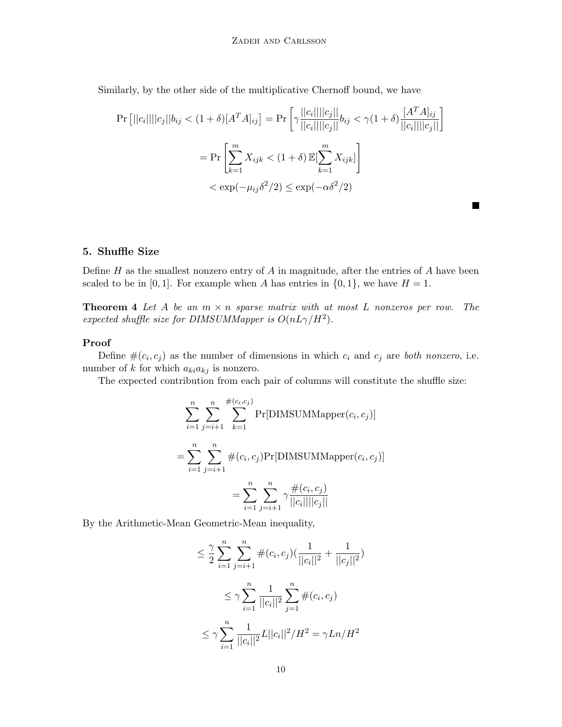Similarly, by the other side of the multiplicative Chernoff bound, we have

$$\Pr\left[||c_i||||c_j||b_{ij} < (1+\delta)[A^TA]_{ij}\right] = \Pr\left[\gamma\frac{||c_i||||c_j||}{||c_i||||c_j||}b_{ij} < \gamma(1+\delta)\frac{[A^TA]_{ij}}{||c_i||||c_j||}\right]$$

$$= \Pr\left[\sum_{k=1}^{m} X_{ijk} < (1+\delta)\,\mathbb{E}[\sum_{k=1}^{m} X_{ijk}]\right]$$

$$< \exp(-\mu_{ij}\delta^2/2) \leq \exp(-\alpha\delta^2/2)$$

■

## 5. Shuffle Size

Define $H$ as the smallest nonzero entry of $A$ in magnitude, after the entries of $A$ have been scaled to be in $[0,1]$. For example when $A$ has entries in $\{0,1\}$, we have $H = 1$.

**Theorem 4** *Let $A$ be an $m \times n$ sparse matrix with at most $L$ nonzeros per row. The expected shuffle size for DIMSUMMapper is $O(nL\gamma/H^2)$.*

**Proof**

Define $\#(c_i, c_j)$ as the number of dimensions in which $c_i$ and $c_j$ are *both nonzero*, i.e. number of $k$ for which $a_{ki}a_{kj}$ is nonzero.

The expected contribution from each pair of columns will constitute the shuffle size:

$$\sum_{i=1}^{n}\sum_{j=i+1}^{n}\sum_{k=1}^{\#(c_i,c_j)} \Pr[\text{DIMSUMMapper}(c_i, c_j)]$$

$$= \sum_{i=1}^{n}\sum_{j=i+1}^{n} \#(c_i, c_j)\Pr[\text{DIMSUMMapper}(c_i, c_j)]$$

$$= \sum_{i=1}^{n}\sum_{j=i+1}^{n} \gamma\frac{\#(c_i, c_j)}{||c_i||||c_j||}$$

By the Arithmetic-Mean Geometric-Mean inequality,

$$\leq \frac{\gamma}{2}\sum_{i=1}^{n}\sum_{j=i+1}^{n} \#(c_i, c_j)(\frac{1}{||c_i||^2} + \frac{1}{||c_j||^2})$$

$$\leq \gamma\sum_{i=1}^{n}\frac{1}{||c_i||^2}\sum_{j=1}^{n} \#(c_i, c_j)$$

$$\leq \gamma\sum_{i=1}^{n}\frac{1}{||c_i||^2}L||c_i||^2/H^2 = \gamma Ln/H^2$$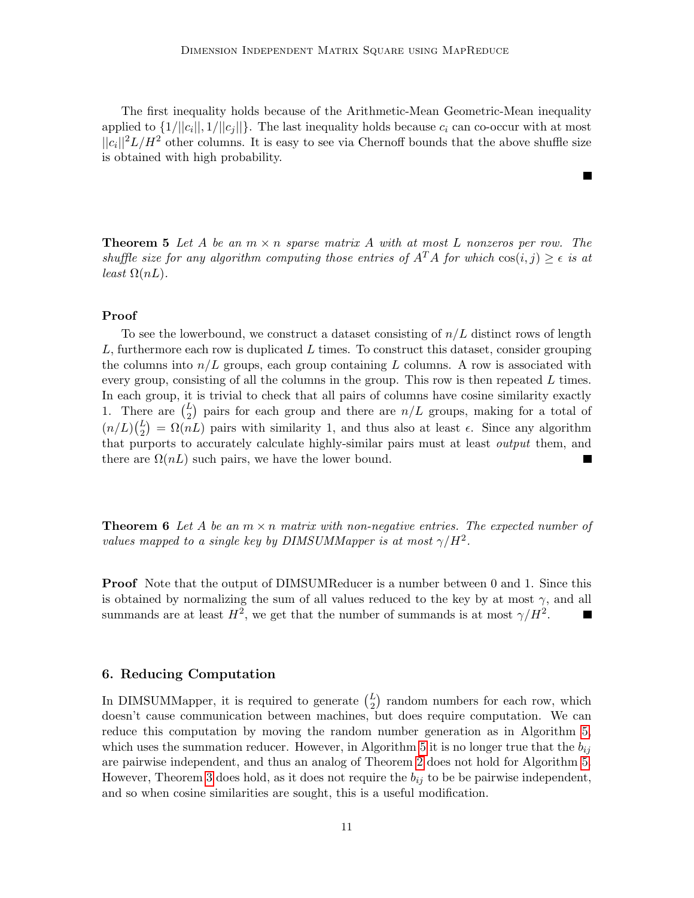The first inequality holds because of the Arithmetic-Mean Geometric-Mean inequality applied to $\{1/||c_i||, 1/||c_j||\}$. The last inequality holds because $c_i$ can co-occur with at most $||c_i||^2 L/H^2$ other columns. It is easy to see via Chernoff bounds that the above shuffle size is obtained with high probability. ∎

**Theorem 5** *Let $A$ be an $m \times n$ sparse matrix $A$ with at most $L$ nonzeros per row. The shuffle size for any algorithm computing those entries of $A^T A$ for which $\cos(i,j) \geq \epsilon$ is at least $\Omega(nL)$.*

**Proof**

To see the lowerbound, we construct a dataset consisting of $n/L$ distinct rows of length $L$, furthermore each row is duplicated $L$ times. To construct this dataset, consider grouping the columns into $n/L$ groups, each group containing $L$ columns. A row is associated with every group, consisting of all the columns in the group. This row is then repeated $L$ times. In each group, it is trivial to check that all pairs of columns have cosine similarity exactly 1. There are $\binom{L}{2}$ pairs for each group and there are $n/L$ groups, making for a total of $(n/L)\binom{L}{2} = \Omega(nL)$ pairs with similarity 1, and thus also at least $\epsilon$. Since any algorithm that purports to accurately calculate highly-similar pairs must at least *output* them, and there are $\Omega(nL)$ such pairs, we have the lower bound. ∎

**Theorem 6** *Let $A$ be an $m \times n$ matrix with non-negative entries. The expected number of values mapped to a single key by DIMSUMMapper is at most $\gamma/H^2$.*

**Proof** Note that the output of DIMSUMReducer is a number between 0 and 1. Since this is obtained by normalizing the sum of all values reduced to the key by at most $\gamma$, and all summands are at least $H^2$, we get that the number of summands is at most $\gamma/H^2$. ∎

## 6. Reducing Computation

In DIMSUMMapper, it is required to generate $\binom{L}{2}$ random numbers for each row, which doesn't cause communication between machines, but does require computation. We can reduce this computation by moving the random number generation as in Algorithm 5, which uses the summation reducer. However, in Algorithm 5 it is no longer true that the $b_{ij}$ are pairwise independent, and thus an analog of Theorem 2 does not hold for Algorithm 5. However, Theorem 3 does hold, as it does not require the $b_{ij}$ to be be pairwise independent, and so when cosine similarities are sought, this is a useful modification.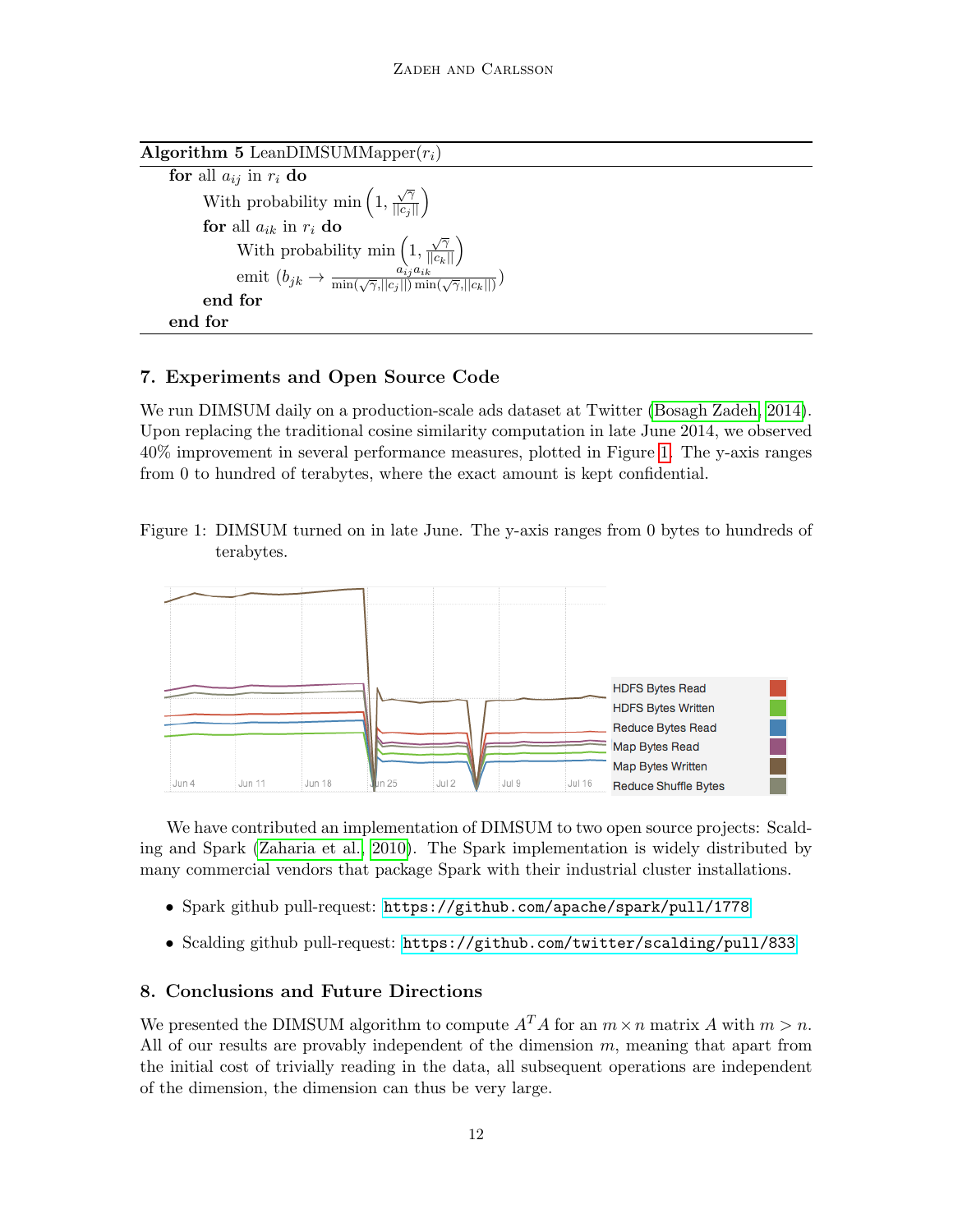**Algorithm 5** LeanDIMSUMMapper($r_i$)

---

**for** all $a_{ij}$ in $r_i$ **do**

  With probability $\min\left(1, \frac{\sqrt{\gamma}}{||c_j||}\right)$

  **for** all $a_{ik}$ in $r_i$ **do**

    With probability $\min\left(1, \frac{\sqrt{\gamma}}{||c_k||}\right)$

    emit $(b_{jk} \to \frac{a_{ij}a_{ik}}{\min(\sqrt{\gamma}, ||c_j||)\min(\sqrt{\gamma}, ||c_k||)})$

  **end for**

**end for**

---

## 7. Experiments and Open Source Code

We run DIMSUM daily on a production-scale ads dataset at Twitter (Bosagh Zadeh, 2014). Upon replacing the traditional cosine similarity computation in late June 2014, we observed 40% improvement in several performance measures, plotted in Figure 1. The y-axis ranges from 0 to hundred of terabytes, where the exact amount is kept confidential.

Figure 1: DIMSUM turned on in late June. The y-axis ranges from 0 bytes to hundreds of terabytes.

We have contributed an implementation of DIMSUM to two open source projects: Scalding and Spark (Zaharia et al., 2010). The Spark implementation is widely distributed by many commercial vendors that package Spark with their industrial cluster installations.

- Spark github pull-request: https://github.com/apache/spark/pull/1778
- Scalding github pull-request: https://github.com/twitter/scalding/pull/833

## 8. Conclusions and Future Directions

We presented the DIMSUM algorithm to compute $A^T A$ for an $m \times n$ matrix $A$ with $m > n$. All of our results are provably independent of the dimension $m$, meaning that apart from the initial cost of trivially reading in the data, all subsequent operations are independent of the dimension, the dimension can thus be very large.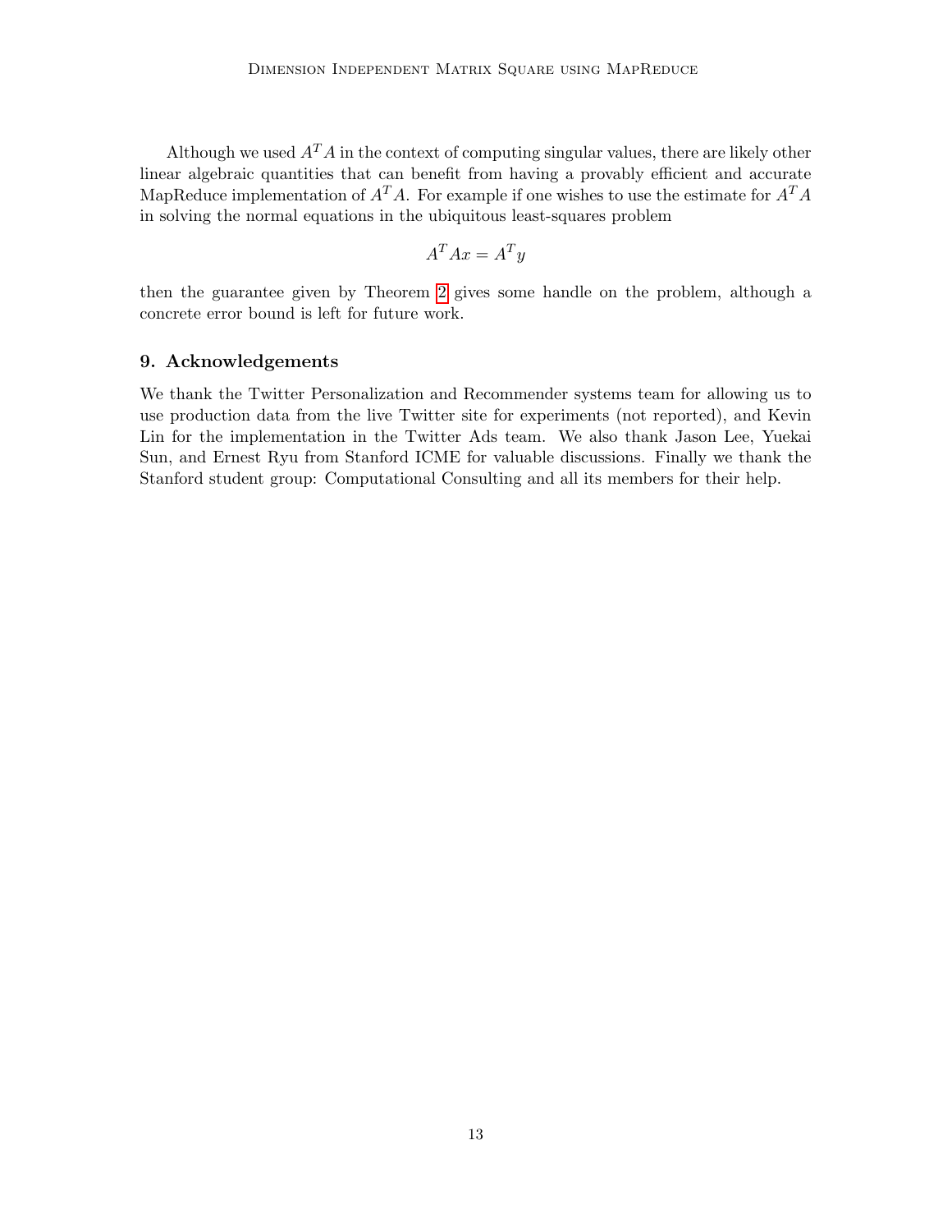Although we used $A^T A$ in the context of computing singular values, there are likely other linear algebraic quantities that can benefit from having a provably efficient and accurate MapReduce implementation of $A^T A$. For example if one wishes to use the estimate for $A^T A$ in solving the normal equations in the ubiquitous least-squares problem

$$A^T Ax = A^T y$$

then the guarantee given by Theorem 2 gives some handle on the problem, although a concrete error bound is left for future work.

## 9. Acknowledgements

We thank the Twitter Personalization and Recommender systems team for allowing us to use production data from the live Twitter site for experiments (not reported), and Kevin Lin for the implementation in the Twitter Ads team. We also thank Jason Lee, Yuekai Sun, and Ernest Ryu from Stanford ICME for valuable discussions. Finally we thank the Stanford student group: Computational Consulting and all its members for their help.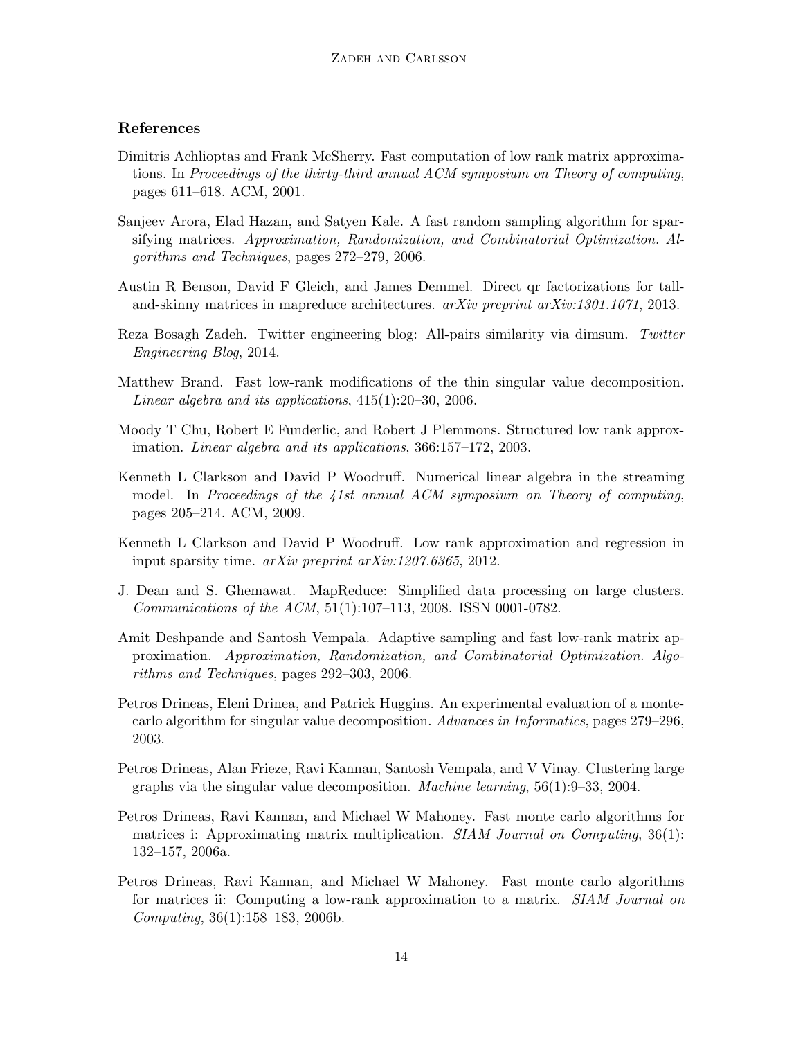## References

Dimitris Achlioptas and Frank McSherry. Fast computation of low rank matrix approximations. In *Proceedings of the thirty-third annual ACM symposium on Theory of computing*, pages 611–618. ACM, 2001.

Sanjeev Arora, Elad Hazan, and Satyen Kale. A fast random sampling algorithm for sparsifying matrices. *Approximation, Randomization, and Combinatorial Optimization. Algorithms and Techniques*, pages 272–279, 2006.

Austin R Benson, David F Gleich, and James Demmel. Direct qr factorizations for tall-and-skinny matrices in mapreduce architectures. *arXiv preprint arXiv:1301.1071*, 2013.

Reza Bosagh Zadeh. Twitter engineering blog: All-pairs similarity via dimsum. *Twitter Engineering Blog*, 2014.

Matthew Brand. Fast low-rank modifications of the thin singular value decomposition. *Linear algebra and its applications*, 415(1):20–30, 2006.

Moody T Chu, Robert E Funderlic, and Robert J Plemmons. Structured low rank approximation. *Linear algebra and its applications*, 366:157–172, 2003.

Kenneth L Clarkson and David P Woodruff. Numerical linear algebra in the streaming model. In *Proceedings of the 41st annual ACM symposium on Theory of computing*, pages 205–214. ACM, 2009.

Kenneth L Clarkson and David P Woodruff. Low rank approximation and regression in input sparsity time. *arXiv preprint arXiv:1207.6365*, 2012.

J. Dean and S. Ghemawat. MapReduce: Simplified data processing on large clusters. *Communications of the ACM*, 51(1):107–113, 2008. ISSN 0001-0782.

Amit Deshpande and Santosh Vempala. Adaptive sampling and fast low-rank matrix approximation. *Approximation, Randomization, and Combinatorial Optimization. Algorithms and Techniques*, pages 292–303, 2006.

Petros Drineas, Eleni Drinea, and Patrick Huggins. An experimental evaluation of a monte-carlo algorithm for singular value decomposition. *Advances in Informatics*, pages 279–296, 2003.

Petros Drineas, Alan Frieze, Ravi Kannan, Santosh Vempala, and V Vinay. Clustering large graphs via the singular value decomposition. *Machine learning*, 56(1):9–33, 2004.

Petros Drineas, Ravi Kannan, and Michael W Mahoney. Fast monte carlo algorithms for matrices i: Approximating matrix multiplication. *SIAM Journal on Computing*, 36(1): 132–157, 2006a.

Petros Drineas, Ravi Kannan, and Michael W Mahoney. Fast monte carlo algorithms for matrices ii: Computing a low-rank approximation to a matrix. *SIAM Journal on Computing*, 36(1):158–183, 2006b.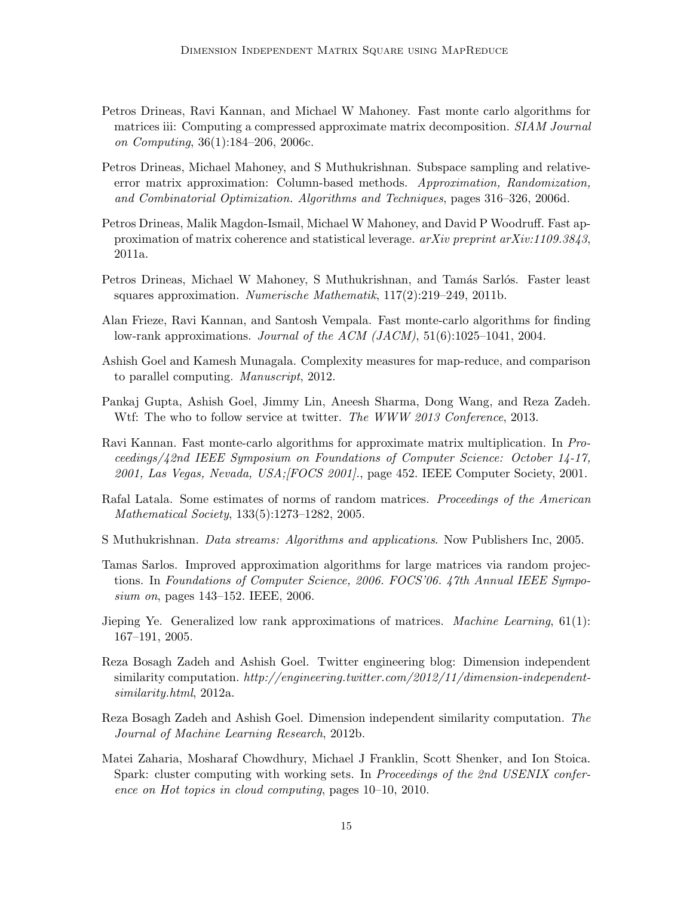Petros Drineas, Ravi Kannan, and Michael W Mahoney. Fast monte carlo algorithms for matrices iii: Computing a compressed approximate matrix decomposition. *SIAM Journal on Computing*, 36(1):184–206, 2006c.

Petros Drineas, Michael Mahoney, and S Muthukrishnan. Subspace sampling and relative-error matrix approximation: Column-based methods. *Approximation, Randomization, and Combinatorial Optimization. Algorithms and Techniques*, pages 316–326, 2006d.

Petros Drineas, Malik Magdon-Ismail, Michael W Mahoney, and David P Woodruff. Fast approximation of matrix coherence and statistical leverage. *arXiv preprint arXiv:1109.3843*, 2011a.

Petros Drineas, Michael W Mahoney, S Muthukrishnan, and Tamás Sarlós. Faster least squares approximation. *Numerische Mathematik*, 117(2):219–249, 2011b.

Alan Frieze, Ravi Kannan, and Santosh Vempala. Fast monte-carlo algorithms for finding low-rank approximations. *Journal of the ACM (JACM)*, 51(6):1025–1041, 2004.

Ashish Goel and Kamesh Munagala. Complexity measures for map-reduce, and comparison to parallel computing. *Manuscript*, 2012.

Pankaj Gupta, Ashish Goel, Jimmy Lin, Aneesh Sharma, Dong Wang, and Reza Zadeh. Wtf: The who to follow service at twitter. *The WWW 2013 Conference*, 2013.

Ravi Kannan. Fast monte-carlo algorithms for approximate matrix multiplication. In *Proceedings/42nd IEEE Symposium on Foundations of Computer Science: October 14-17, 2001, Las Vegas, Nevada, USA;[FOCS 2001].*, page 452. IEEE Computer Society, 2001.

Rafal Latala. Some estimates of norms of random matrices. *Proceedings of the American Mathematical Society*, 133(5):1273–1282, 2005.

S Muthukrishnan. *Data streams: Algorithms and applications*. Now Publishers Inc, 2005.

Tamas Sarlos. Improved approximation algorithms for large matrices via random projections. In *Foundations of Computer Science, 2006. FOCS'06. 47th Annual IEEE Symposium on*, pages 143–152. IEEE, 2006.

Jieping Ye. Generalized low rank approximations of matrices. *Machine Learning*, 61(1): 167–191, 2005.

Reza Bosagh Zadeh and Ashish Goel. Twitter engineering blog: Dimension independent similarity computation. *http://engineering.twitter.com/2012/11/dimension-independent-similarity.html*, 2012a.

Reza Bosagh Zadeh and Ashish Goel. Dimension independent similarity computation. *The Journal of Machine Learning Research*, 2012b.

Matei Zaharia, Mosharaf Chowdhury, Michael J Franklin, Scott Shenker, and Ion Stoica. Spark: cluster computing with working sets. In *Proceedings of the 2nd USENIX conference on Hot topics in cloud computing*, pages 10–10, 2010.